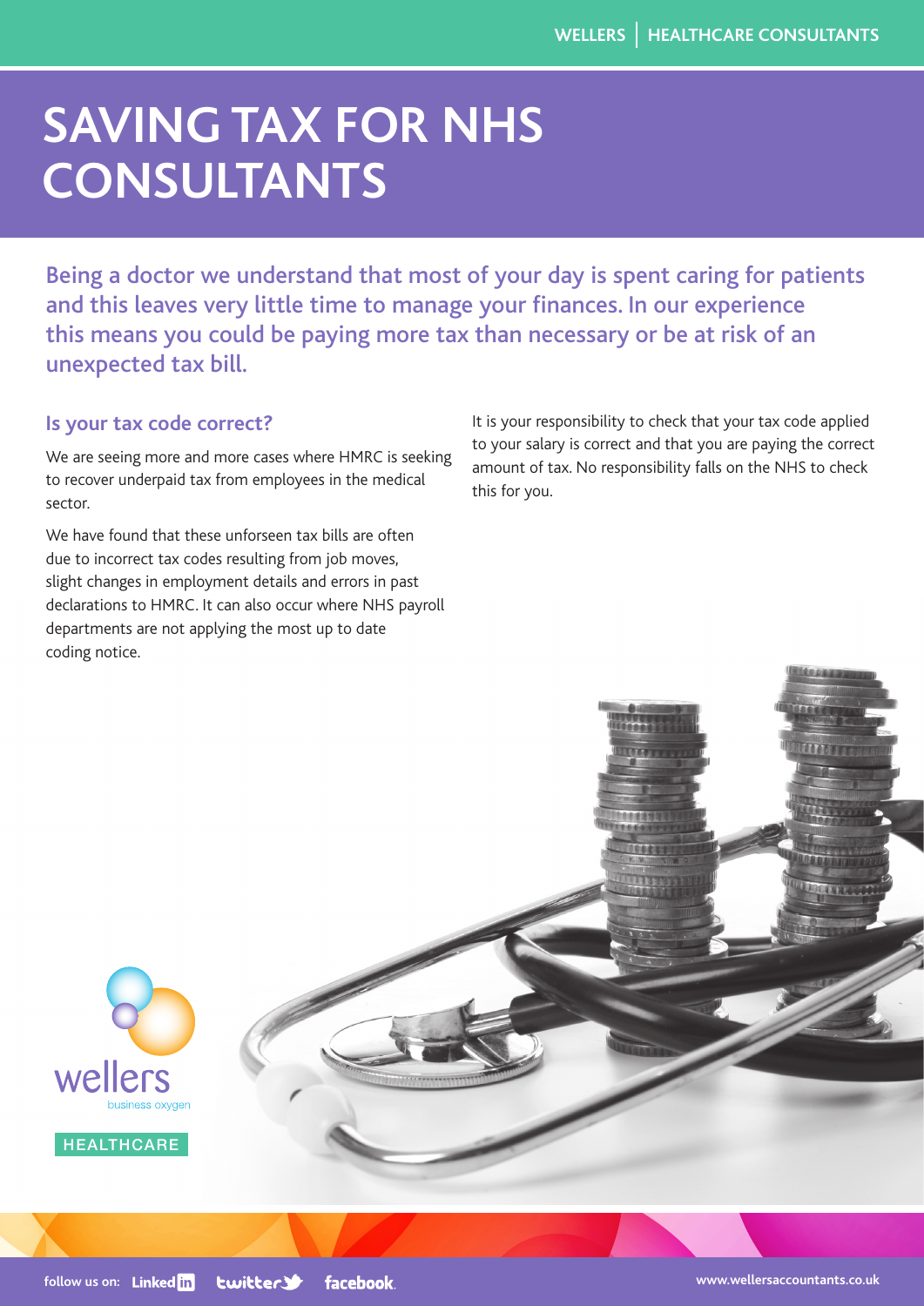# SAVING TAX FOR NHS CONSULTANTS

Being a doctor we understand that most of your day is spent caring for patients and this leaves very little time to manage your finances. In our experience this means you could be paying more tax than necessary or be at risk of an unexpected tax bill.

## Is your tax code correct?

We are seeing more and more cases where HMRC is seeking to recover underpaid tax from employees in the medical sector.

We have found that these unforseen tax bills are often due to incorrect tax codes resulting from job moves, slight changes in employment details and errors in past declarations to HMRC. It can also occur where NHS payroll departments are not applying the most up to date coding notice.

It is your responsibility to check that your tax code applied to your salary is correct and that you are paying the correct amount of tax. No responsibility falls on the NHS to check this for you.

wellers
business oxygen

HEALTHCARE

follow us on: LinkedIn twitter facebook

www.wellersaccountants.co.uk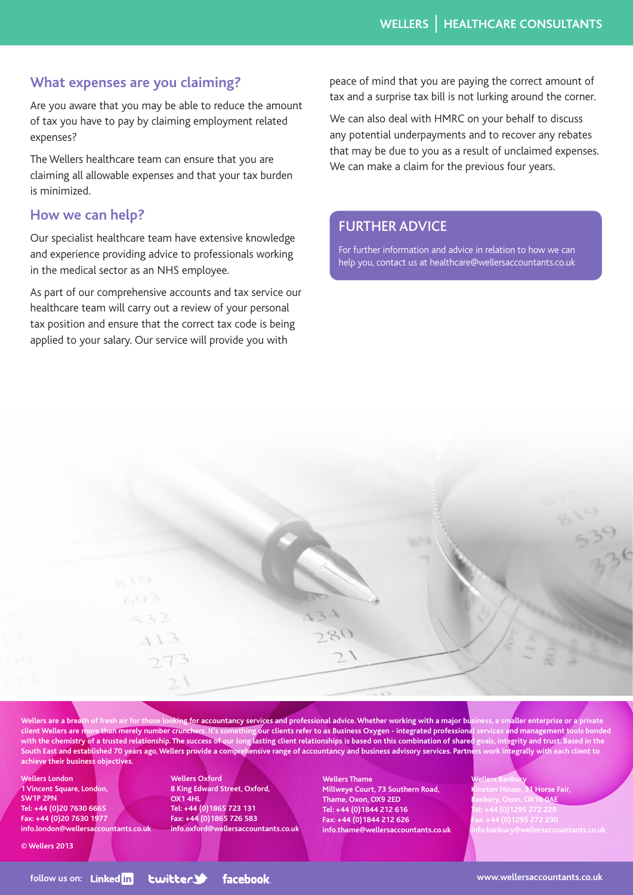## What expenses are you claiming?

Are you aware that you may be able to reduce the amount of tax you have to pay by claiming employment related expenses?

The Wellers healthcare team can ensure that you are claiming all allowable expenses and that your tax burden is minimized.

## How we can help?

Our specialist healthcare team have extensive knowledge and experience providing advice to professionals working in the medical sector as an NHS employee.

As part of our comprehensive accounts and tax service our healthcare team will carry out a review of your personal tax position and ensure that the correct tax code is being applied to your salary. Our service will provide you with peace of mind that you are paying the correct amount of tax and a surprise tax bill is not lurking around the corner.

We can also deal with HMRC on your behalf to discuss any potential underpayments and to recover any rebates that may be due to you as a result of unclaimed expenses. We can make a claim for the previous four years.

## FURTHER ADVICE

For further information and advice in relation to how we can help you, contact us at healthcare@wellersaccountants.co.uk

**Wellers are a breath of fresh air for those looking for accountancy services and professional advice. Whether working with a major business, a smaller enterprise or a private client Wellers are more than merely number crunchers. It's something our clients refer to as Business Oxygen - integrated professional services and management tools bonded with the chemistry of a trusted relationship. The success of our long lasting client relationships is based on this combination of shared goals, integrity and trust. Based in the South East and established 70 years ago, Wellers provide a comprehensive range of accountancy and business advisory services. Partners work integrally with each client to achieve their business objectives.**

**Wellers London**
1 Vincent Square, London,
SW1P 2PN
Tel: +44 (0)20 7630 6665
Fax: +44 (0)20 7630 1977
info.london@wellersaccountants.co.uk

**Wellers Oxford**
8 King Edward Street, Oxford,
OX1 4HL
Tel: +44 (0)1865 723 131
Fax: +44 (0)1865 726 583
info.oxford@wellersaccountants.co.uk

**Wellers Thame**
Millweye Court, 73 Southern Road,
Thame, Oxon, OX9 2ED
Tel: +44 (0)1844 212 616
Fax: +44 (0)1844 212 626
info.thame@wellersaccountants.co.uk

**Wellers Banbury**
Kineton House, 31 Horse Fair,
Banbury, Oxon, OX16 0AE
Tel: +44 (0)1295 272 229
Fax: +44 (0)1295 272 230
info.banbury@wellersaccountants.co.uk

© Wellers 2013

follow us on: LinkedIn twitter facebook

www.wellersaccountants.co.uk